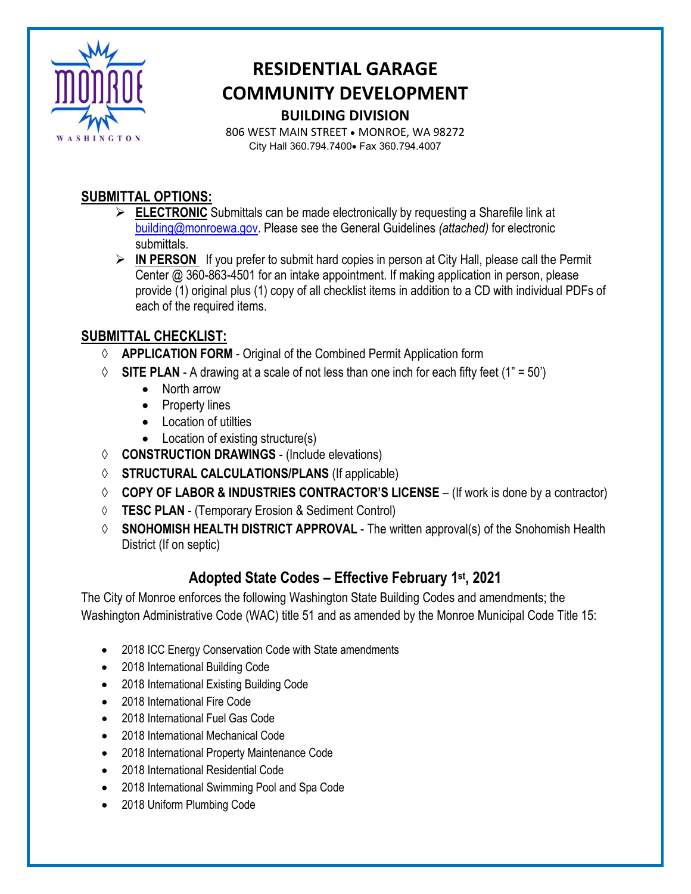# RESIDENTIAL GARAGE
# COMMUNITY DEVELOPMENT
## BUILDING DIVISION

806 WEST MAIN STREET • MONROE, WA 98272
City Hall 360.794.7400• Fax 360.794.4007

## SUBMITTAL OPTIONS:

- **ELECTRONIC** Submittals can be made electronically by requesting a Sharefile link at building@monroewa.gov. Please see the General Guidelines *(attached)* for electronic submittals.
- **IN PERSON** If you prefer to submit hard copies in person at City Hall, please call the Permit Center @ 360-863-4501 for an intake appointment. If making application in person, please provide (1) original plus (1) copy of all checklist items in addition to a CD with individual PDFs of each of the required items.

## SUBMITTAL CHECKLIST:

- ◊ **APPLICATION FORM** - Original of the Combined Permit Application form
- ◊ **SITE PLAN** - A drawing at a scale of not less than one inch for each fifty feet (1" = 50')
  - North arrow
  - Property lines
  - Location of utilties
  - Location of existing structure(s)
- ◊ **CONSTRUCTION DRAWINGS** - (Include elevations)
- ◊ **STRUCTURAL CALCULATIONS/PLANS** (If applicable)
- ◊ **COPY OF LABOR & INDUSTRIES CONTRACTOR'S LICENSE** – (If work is done by a contractor)
- ◊ **TESC PLAN** - (Temporary Erosion & Sediment Control)
- ◊ **SNOHOMISH HEALTH DISTRICT APPROVAL** - The written approval(s) of the Snohomish Health District (If on septic)

## Adopted State Codes – Effective February 1st, 2021

The City of Monroe enforces the following Washington State Building Codes and amendments; the Washington Administrative Code (WAC) title 51 and as amended by the Monroe Municipal Code Title 15:

- 2018 ICC Energy Conservation Code with State amendments
- 2018 International Building Code
- 2018 International Existing Building Code
- 2018 International Fire Code
- 2018 International Fuel Gas Code
- 2018 International Mechanical Code
- 2018 International Property Maintenance Code
- 2018 International Residential Code
- 2018 International Swimming Pool and Spa Code
- 2018 Uniform Plumbing Code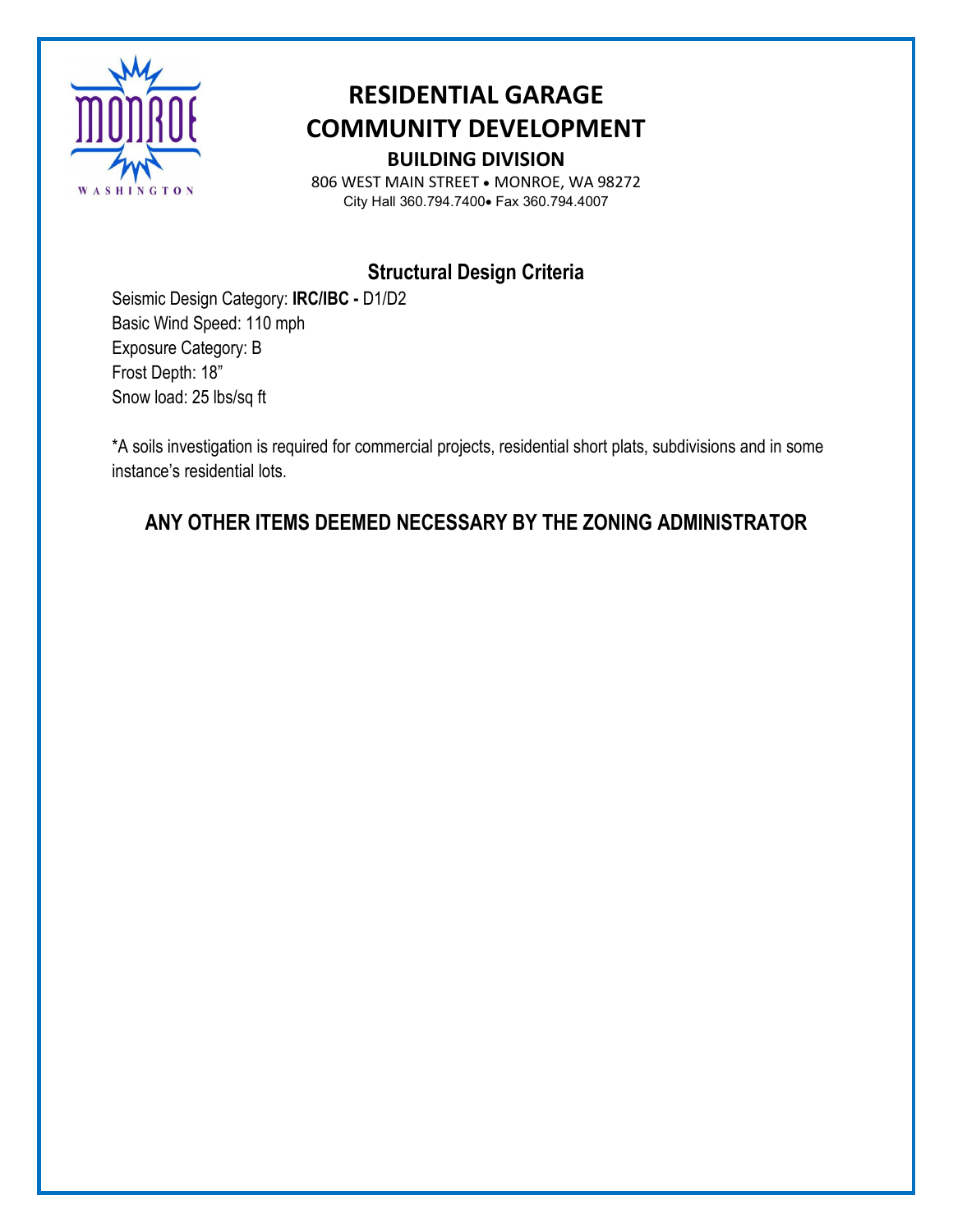# RESIDENTIAL GARAGE
# COMMUNITY DEVELOPMENT

### BUILDING DIVISION

806 WEST MAIN STREET • MONROE, WA 98272
City Hall 360.794.7400• Fax 360.794.4007

## Structural Design Criteria

Seismic Design Category: **IRC/IBC -** D1/D2
Basic Wind Speed: 110 mph
Exposure Category: B
Frost Depth: 18"
Snow load: 25 lbs/sq ft

*A soils investigation is required for commercial projects, residential short plats, subdivisions and in some instance's residential lots.

## ANY OTHER ITEMS DEEMED NECESSARY BY THE ZONING ADMINISTRATOR